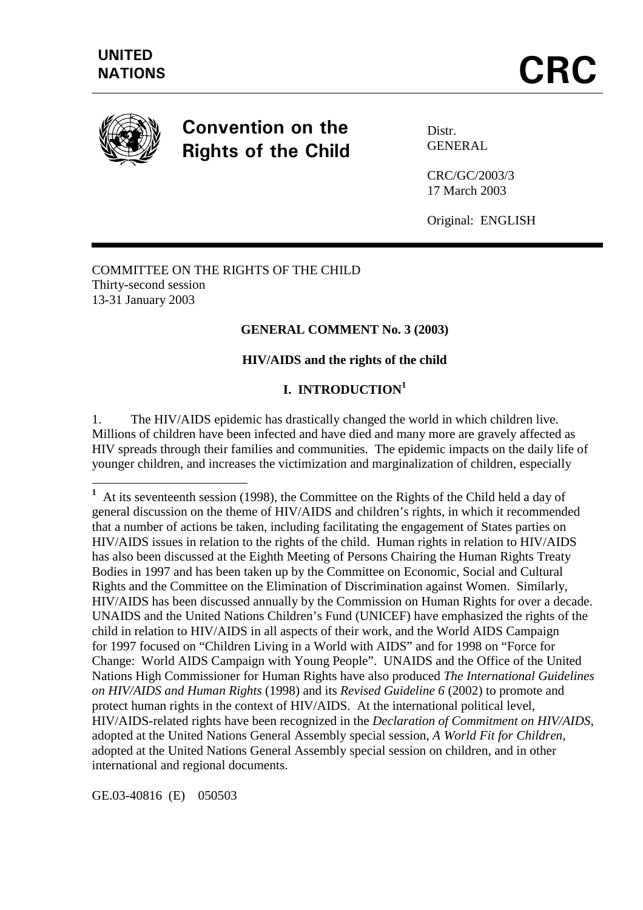UNITED NATIONS

# CRC

**Convention on the Rights of the Child**

Distr.
GENERAL

CRC/GC/2003/3
17 March 2003

Original: ENGLISH

COMMITTEE ON THE RIGHTS OF THE CHILD
Thirty-second session
13-31 January 2003

## GENERAL COMMENT No. 3 (2003)

## HIV/AIDS and the rights of the child

## I. INTRODUCTION[1]

1. The HIV/AIDS epidemic has drastically changed the world in which children live. Millions of children have been infected and have died and many more are gravely affected as HIV spreads through their families and communities. The epidemic impacts on the daily life of younger children, and increases the victimization and marginalization of children, especially

---

[1] At its seventeenth session (1998), the Committee on the Rights of the Child held a day of general discussion on the theme of HIV/AIDS and children's rights, in which it recommended that a number of actions be taken, including facilitating the engagement of States parties on HIV/AIDS issues in relation to the rights of the child. Human rights in relation to HIV/AIDS has also been discussed at the Eighth Meeting of Persons Chairing the Human Rights Treaty Bodies in 1997 and has been taken up by the Committee on Economic, Social and Cultural Rights and the Committee on the Elimination of Discrimination against Women. Similarly, HIV/AIDS has been discussed annually by the Commission on Human Rights for over a decade. UNAIDS and the United Nations Children's Fund (UNICEF) have emphasized the rights of the child in relation to HIV/AIDS in all aspects of their work, and the World AIDS Campaign for 1997 focused on "Children Living in a World with AIDS" and for 1998 on "Force for Change: World AIDS Campaign with Young People". UNAIDS and the Office of the United Nations High Commissioner for Human Rights have also produced *The International Guidelines on HIV/AIDS and Human Rights* (1998) and its *Revised Guideline 6* (2002) to promote and protect human rights in the context of HIV/AIDS. At the international political level, HIV/AIDS-related rights have been recognized in the *Declaration of Commitment on HIV/AIDS*, adopted at the United Nations General Assembly special session, *A World Fit for Children*, adopted at the United Nations General Assembly special session on children, and in other international and regional documents.

GE.03-40816 (E) 050503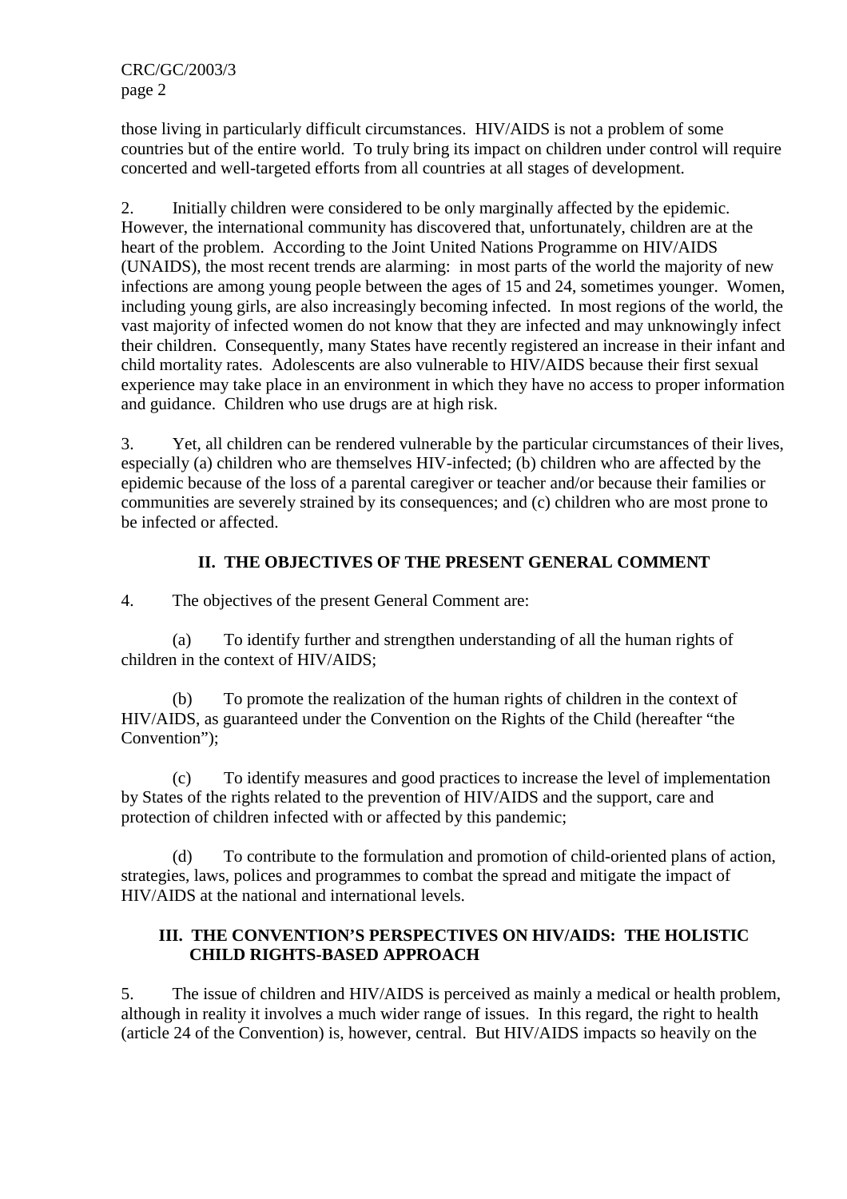those living in particularly difficult circumstances. HIV/AIDS is not a problem of some countries but of the entire world. To truly bring its impact on children under control will require concerted and well-targeted efforts from all countries at all stages of development.

2. Initially children were considered to be only marginally affected by the epidemic. However, the international community has discovered that, unfortunately, children are at the heart of the problem. According to the Joint United Nations Programme on HIV/AIDS (UNAIDS), the most recent trends are alarming: in most parts of the world the majority of new infections are among young people between the ages of 15 and 24, sometimes younger. Women, including young girls, are also increasingly becoming infected. In most regions of the world, the vast majority of infected women do not know that they are infected and may unknowingly infect their children. Consequently, many States have recently registered an increase in their infant and child mortality rates. Adolescents are also vulnerable to HIV/AIDS because their first sexual experience may take place in an environment in which they have no access to proper information and guidance. Children who use drugs are at high risk.

3. Yet, all children can be rendered vulnerable by the particular circumstances of their lives, especially (a) children who are themselves HIV-infected; (b) children who are affected by the epidemic because of the loss of a parental caregiver or teacher and/or because their families or communities are severely strained by its consequences; and (c) children who are most prone to be infected or affected.

## II. THE OBJECTIVES OF THE PRESENT GENERAL COMMENT

4. The objectives of the present General Comment are:

(a) To identify further and strengthen understanding of all the human rights of children in the context of HIV/AIDS;

(b) To promote the realization of the human rights of children in the context of HIV/AIDS, as guaranteed under the Convention on the Rights of the Child (hereafter "the Convention");

(c) To identify measures and good practices to increase the level of implementation by States of the rights related to the prevention of HIV/AIDS and the support, care and protection of children infected with or affected by this pandemic;

(d) To contribute to the formulation and promotion of child-oriented plans of action, strategies, laws, polices and programmes to combat the spread and mitigate the impact of HIV/AIDS at the national and international levels.

## III. THE CONVENTION'S PERSPECTIVES ON HIV/AIDS: THE HOLISTIC CHILD RIGHTS-BASED APPROACH

5. The issue of children and HIV/AIDS is perceived as mainly a medical or health problem, although in reality it involves a much wider range of issues. In this regard, the right to health (article 24 of the Convention) is, however, central. But HIV/AIDS impacts so heavily on the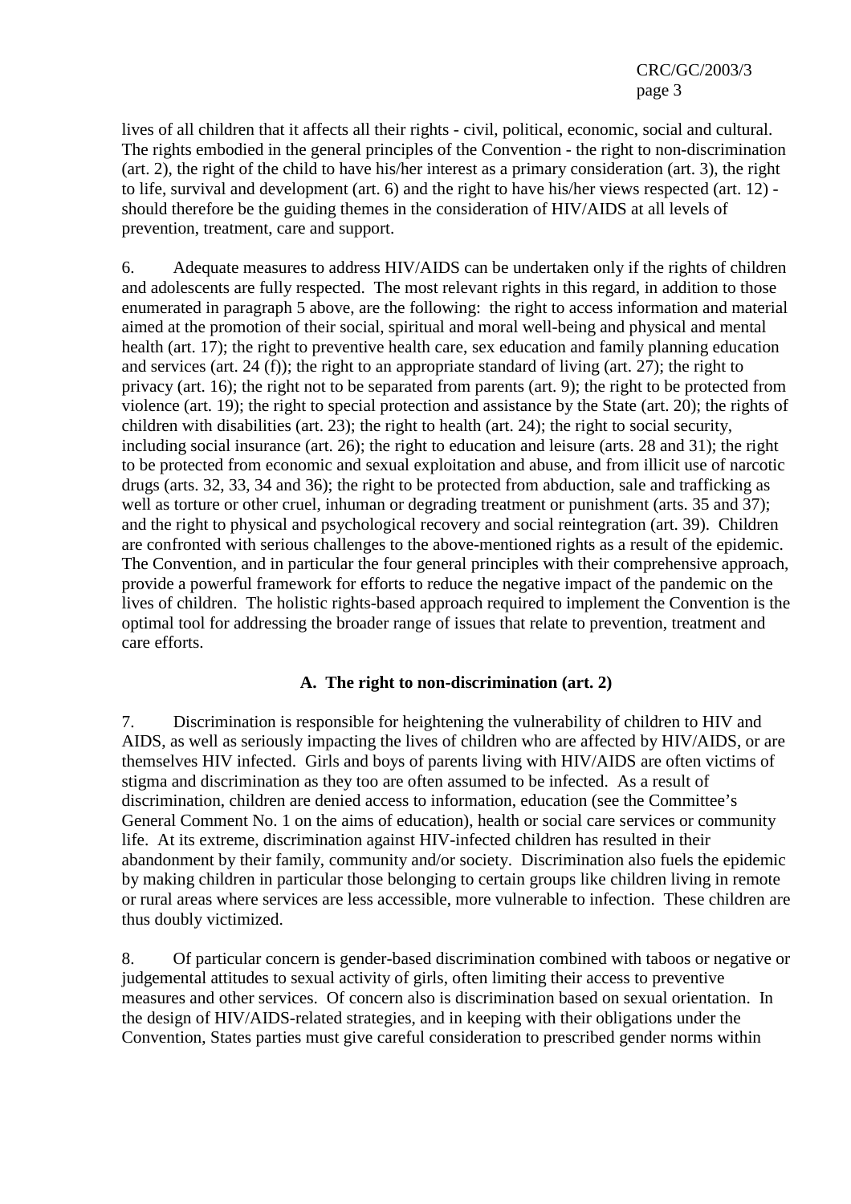lives of all children that it affects all their rights - civil, political, economic, social and cultural. The rights embodied in the general principles of the Convention - the right to non-discrimination (art. 2), the right of the child to have his/her interest as a primary consideration (art. 3), the right to life, survival and development (art. 6) and the right to have his/her views respected (art. 12) - should therefore be the guiding themes in the consideration of HIV/AIDS at all levels of prevention, treatment, care and support.

6. Adequate measures to address HIV/AIDS can be undertaken only if the rights of children and adolescents are fully respected. The most relevant rights in this regard, in addition to those enumerated in paragraph 5 above, are the following: the right to access information and material aimed at the promotion of their social, spiritual and moral well-being and physical and mental health (art. 17); the right to preventive health care, sex education and family planning education and services (art. 24 (f)); the right to an appropriate standard of living (art. 27); the right to privacy (art. 16); the right not to be separated from parents (art. 9); the right to be protected from violence (art. 19); the right to special protection and assistance by the State (art. 20); the rights of children with disabilities (art. 23); the right to health (art. 24); the right to social security, including social insurance (art. 26); the right to education and leisure (arts. 28 and 31); the right to be protected from economic and sexual exploitation and abuse, and from illicit use of narcotic drugs (arts. 32, 33, 34 and 36); the right to be protected from abduction, sale and trafficking as well as torture or other cruel, inhuman or degrading treatment or punishment (arts. 35 and 37); and the right to physical and psychological recovery and social reintegration (art. 39). Children are confronted with serious challenges to the above-mentioned rights as a result of the epidemic. The Convention, and in particular the four general principles with their comprehensive approach, provide a powerful framework for efforts to reduce the negative impact of the pandemic on the lives of children. The holistic rights-based approach required to implement the Convention is the optimal tool for addressing the broader range of issues that relate to prevention, treatment and care efforts.

### A. The right to non-discrimination (art. 2)

7. Discrimination is responsible for heightening the vulnerability of children to HIV and AIDS, as well as seriously impacting the lives of children who are affected by HIV/AIDS, or are themselves HIV infected. Girls and boys of parents living with HIV/AIDS are often victims of stigma and discrimination as they too are often assumed to be infected. As a result of discrimination, children are denied access to information, education (see the Committee's General Comment No. 1 on the aims of education), health or social care services or community life. At its extreme, discrimination against HIV-infected children has resulted in their abandonment by their family, community and/or society. Discrimination also fuels the epidemic by making children in particular those belonging to certain groups like children living in remote or rural areas where services are less accessible, more vulnerable to infection. These children are thus doubly victimized.

8. Of particular concern is gender-based discrimination combined with taboos or negative or judgemental attitudes to sexual activity of girls, often limiting their access to preventive measures and other services. Of concern also is discrimination based on sexual orientation. In the design of HIV/AIDS-related strategies, and in keeping with their obligations under the Convention, States parties must give careful consideration to prescribed gender norms within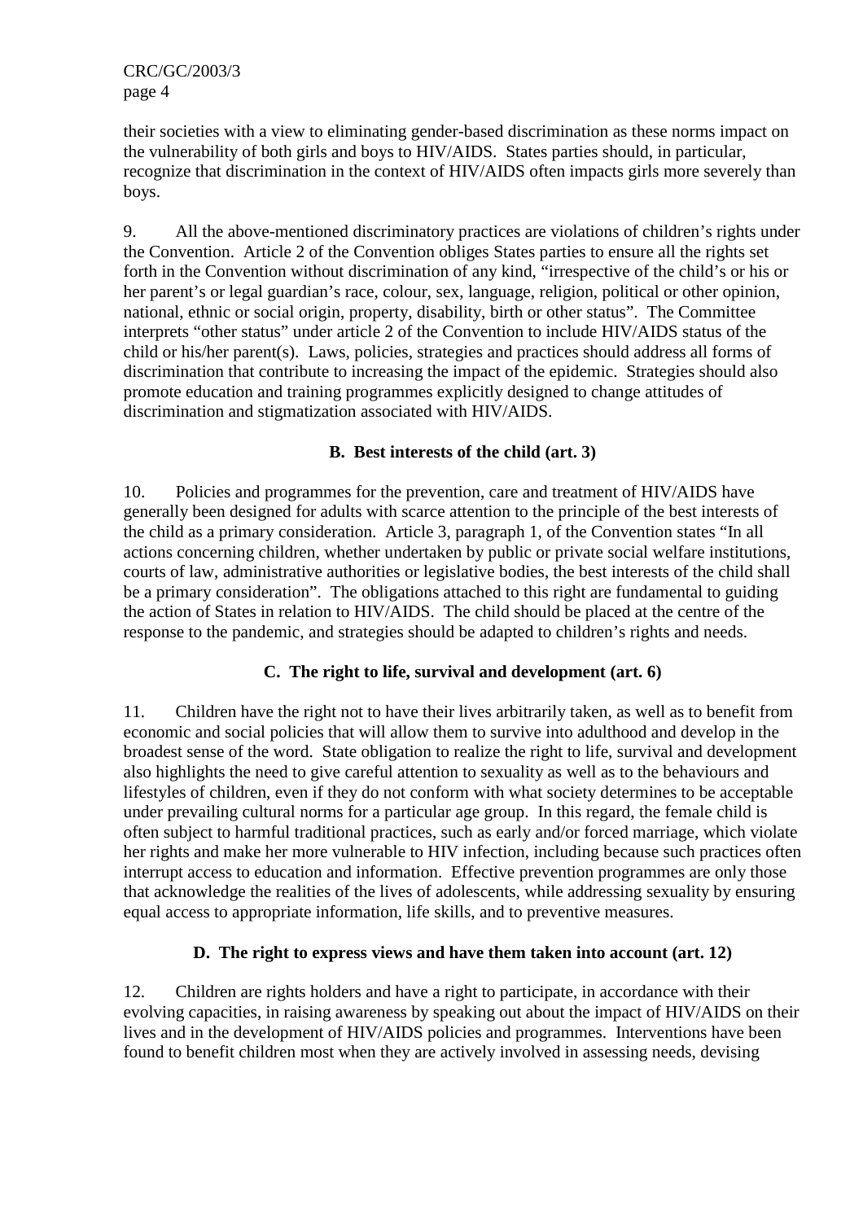their societies with a view to eliminating gender-based discrimination as these norms impact on the vulnerability of both girls and boys to HIV/AIDS. States parties should, in particular, recognize that discrimination in the context of HIV/AIDS often impacts girls more severely than boys.

9. All the above-mentioned discriminatory practices are violations of children's rights under the Convention. Article 2 of the Convention obliges States parties to ensure all the rights set forth in the Convention without discrimination of any kind, "irrespective of the child's or his or her parent's or legal guardian's race, colour, sex, language, religion, political or other opinion, national, ethnic or social origin, property, disability, birth or other status". The Committee interprets "other status" under article 2 of the Convention to include HIV/AIDS status of the child or his/her parent(s). Laws, policies, strategies and practices should address all forms of discrimination that contribute to increasing the impact of the epidemic. Strategies should also promote education and training programmes explicitly designed to change attitudes of discrimination and stigmatization associated with HIV/AIDS.

### B. Best interests of the child (art. 3)

10. Policies and programmes for the prevention, care and treatment of HIV/AIDS have generally been designed for adults with scarce attention to the principle of the best interests of the child as a primary consideration. Article 3, paragraph 1, of the Convention states "In all actions concerning children, whether undertaken by public or private social welfare institutions, courts of law, administrative authorities or legislative bodies, the best interests of the child shall be a primary consideration". The obligations attached to this right are fundamental to guiding the action of States in relation to HIV/AIDS. The child should be placed at the centre of the response to the pandemic, and strategies should be adapted to children's rights and needs.

### C. The right to life, survival and development (art. 6)

11. Children have the right not to have their lives arbitrarily taken, as well as to benefit from economic and social policies that will allow them to survive into adulthood and develop in the broadest sense of the word. State obligation to realize the right to life, survival and development also highlights the need to give careful attention to sexuality as well as to the behaviours and lifestyles of children, even if they do not conform with what society determines to be acceptable under prevailing cultural norms for a particular age group. In this regard, the female child is often subject to harmful traditional practices, such as early and/or forced marriage, which violate her rights and make her more vulnerable to HIV infection, including because such practices often interrupt access to education and information. Effective prevention programmes are only those that acknowledge the realities of the lives of adolescents, while addressing sexuality by ensuring equal access to appropriate information, life skills, and to preventive measures.

### D. The right to express views and have them taken into account (art. 12)

12. Children are rights holders and have a right to participate, in accordance with their evolving capacities, in raising awareness by speaking out about the impact of HIV/AIDS on their lives and in the development of HIV/AIDS policies and programmes. Interventions have been found to benefit children most when they are actively involved in assessing needs, devising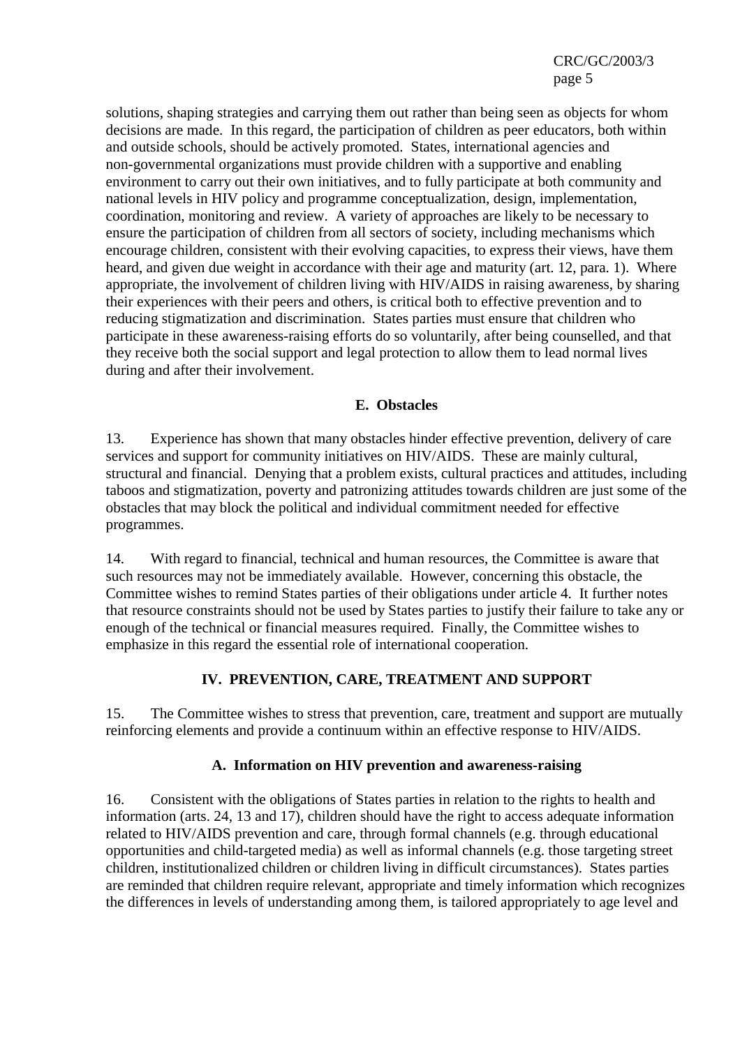solutions, shaping strategies and carrying them out rather than being seen as objects for whom decisions are made. In this regard, the participation of children as peer educators, both within and outside schools, should be actively promoted. States, international agencies and non-governmental organizations must provide children with a supportive and enabling environment to carry out their own initiatives, and to fully participate at both community and national levels in HIV policy and programme conceptualization, design, implementation, coordination, monitoring and review. A variety of approaches are likely to be necessary to ensure the participation of children from all sectors of society, including mechanisms which encourage children, consistent with their evolving capacities, to express their views, have them heard, and given due weight in accordance with their age and maturity (art. 12, para. 1). Where appropriate, the involvement of children living with HIV/AIDS in raising awareness, by sharing their experiences with their peers and others, is critical both to effective prevention and to reducing stigmatization and discrimination. States parties must ensure that children who participate in these awareness-raising efforts do so voluntarily, after being counselled, and that they receive both the social support and legal protection to allow them to lead normal lives during and after their involvement.

### E. Obstacles

13. Experience has shown that many obstacles hinder effective prevention, delivery of care services and support for community initiatives on HIV/AIDS. These are mainly cultural, structural and financial. Denying that a problem exists, cultural practices and attitudes, including taboos and stigmatization, poverty and patronizing attitudes towards children are just some of the obstacles that may block the political and individual commitment needed for effective programmes.

14. With regard to financial, technical and human resources, the Committee is aware that such resources may not be immediately available. However, concerning this obstacle, the Committee wishes to remind States parties of their obligations under article 4. It further notes that resource constraints should not be used by States parties to justify their failure to take any or enough of the technical or financial measures required. Finally, the Committee wishes to emphasize in this regard the essential role of international cooperation.

## IV. PREVENTION, CARE, TREATMENT AND SUPPORT

15. The Committee wishes to stress that prevention, care, treatment and support are mutually reinforcing elements and provide a continuum within an effective response to HIV/AIDS.

### A. Information on HIV prevention and awareness-raising

16. Consistent with the obligations of States parties in relation to the rights to health and information (arts. 24, 13 and 17), children should have the right to access adequate information related to HIV/AIDS prevention and care, through formal channels (e.g. through educational opportunities and child-targeted media) as well as informal channels (e.g. those targeting street children, institutionalized children or children living in difficult circumstances). States parties are reminded that children require relevant, appropriate and timely information which recognizes the differences in levels of understanding among them, is tailored appropriately to age level and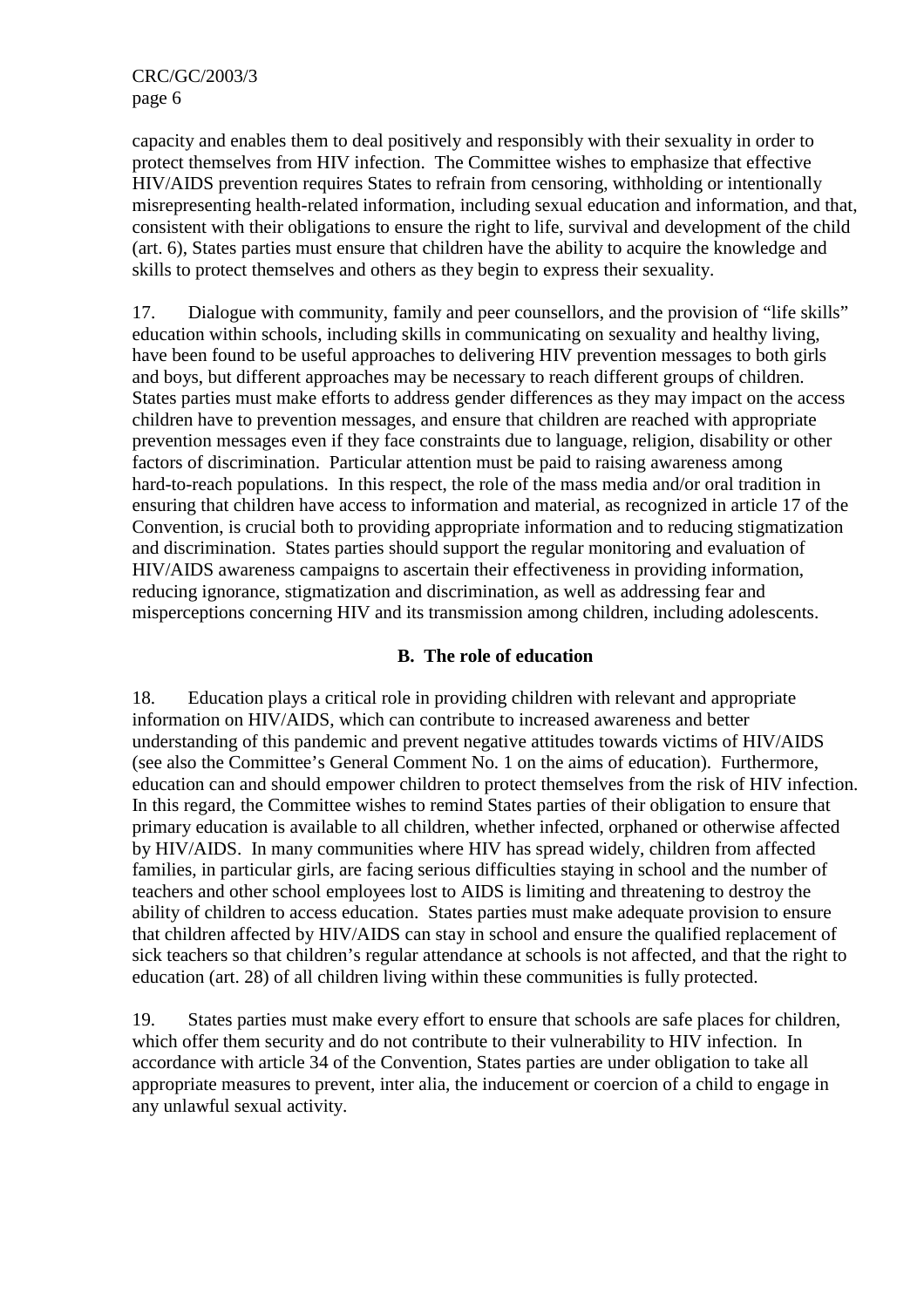capacity and enables them to deal positively and responsibly with their sexuality in order to protect themselves from HIV infection. The Committee wishes to emphasize that effective HIV/AIDS prevention requires States to refrain from censoring, withholding or intentionally misrepresenting health-related information, including sexual education and information, and that, consistent with their obligations to ensure the right to life, survival and development of the child (art. 6), States parties must ensure that children have the ability to acquire the knowledge and skills to protect themselves and others as they begin to express their sexuality.

17. Dialogue with community, family and peer counsellors, and the provision of "life skills" education within schools, including skills in communicating on sexuality and healthy living, have been found to be useful approaches to delivering HIV prevention messages to both girls and boys, but different approaches may be necessary to reach different groups of children. States parties must make efforts to address gender differences as they may impact on the access children have to prevention messages, and ensure that children are reached with appropriate prevention messages even if they face constraints due to language, religion, disability or other factors of discrimination. Particular attention must be paid to raising awareness among hard-to-reach populations. In this respect, the role of the mass media and/or oral tradition in ensuring that children have access to information and material, as recognized in article 17 of the Convention, is crucial both to providing appropriate information and to reducing stigmatization and discrimination. States parties should support the regular monitoring and evaluation of HIV/AIDS awareness campaigns to ascertain their effectiveness in providing information, reducing ignorance, stigmatization and discrimination, as well as addressing fear and misperceptions concerning HIV and its transmission among children, including adolescents.

### B. The role of education

18. Education plays a critical role in providing children with relevant and appropriate information on HIV/AIDS, which can contribute to increased awareness and better understanding of this pandemic and prevent negative attitudes towards victims of HIV/AIDS (see also the Committee's General Comment No. 1 on the aims of education). Furthermore, education can and should empower children to protect themselves from the risk of HIV infection. In this regard, the Committee wishes to remind States parties of their obligation to ensure that primary education is available to all children, whether infected, orphaned or otherwise affected by HIV/AIDS. In many communities where HIV has spread widely, children from affected families, in particular girls, are facing serious difficulties staying in school and the number of teachers and other school employees lost to AIDS is limiting and threatening to destroy the ability of children to access education. States parties must make adequate provision to ensure that children affected by HIV/AIDS can stay in school and ensure the qualified replacement of sick teachers so that children's regular attendance at schools is not affected, and that the right to education (art. 28) of all children living within these communities is fully protected.

19. States parties must make every effort to ensure that schools are safe places for children, which offer them security and do not contribute to their vulnerability to HIV infection. In accordance with article 34 of the Convention, States parties are under obligation to take all appropriate measures to prevent, inter alia, the inducement or coercion of a child to engage in any unlawful sexual activity.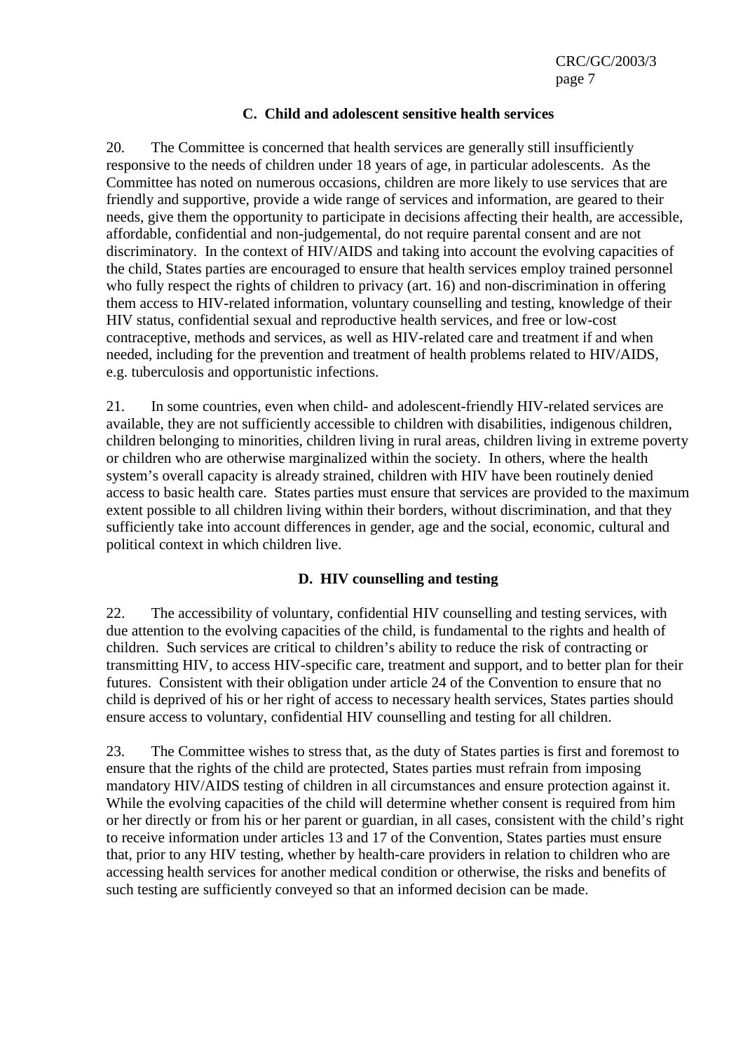### C. Child and adolescent sensitive health services

20. The Committee is concerned that health services are generally still insufficiently responsive to the needs of children under 18 years of age, in particular adolescents. As the Committee has noted on numerous occasions, children are more likely to use services that are friendly and supportive, provide a wide range of services and information, are geared to their needs, give them the opportunity to participate in decisions affecting their health, are accessible, affordable, confidential and non-judgemental, do not require parental consent and are not discriminatory. In the context of HIV/AIDS and taking into account the evolving capacities of the child, States parties are encouraged to ensure that health services employ trained personnel who fully respect the rights of children to privacy (art. 16) and non-discrimination in offering them access to HIV-related information, voluntary counselling and testing, knowledge of their HIV status, confidential sexual and reproductive health services, and free or low-cost contraceptive, methods and services, as well as HIV-related care and treatment if and when needed, including for the prevention and treatment of health problems related to HIV/AIDS, e.g. tuberculosis and opportunistic infections.

21. In some countries, even when child- and adolescent-friendly HIV-related services are available, they are not sufficiently accessible to children with disabilities, indigenous children, children belonging to minorities, children living in rural areas, children living in extreme poverty or children who are otherwise marginalized within the society. In others, where the health system's overall capacity is already strained, children with HIV have been routinely denied access to basic health care. States parties must ensure that services are provided to the maximum extent possible to all children living within their borders, without discrimination, and that they sufficiently take into account differences in gender, age and the social, economic, cultural and political context in which children live.

### D. HIV counselling and testing

22. The accessibility of voluntary, confidential HIV counselling and testing services, with due attention to the evolving capacities of the child, is fundamental to the rights and health of children. Such services are critical to children's ability to reduce the risk of contracting or transmitting HIV, to access HIV-specific care, treatment and support, and to better plan for their futures. Consistent with their obligation under article 24 of the Convention to ensure that no child is deprived of his or her right of access to necessary health services, States parties should ensure access to voluntary, confidential HIV counselling and testing for all children.

23. The Committee wishes to stress that, as the duty of States parties is first and foremost to ensure that the rights of the child are protected, States parties must refrain from imposing mandatory HIV/AIDS testing of children in all circumstances and ensure protection against it. While the evolving capacities of the child will determine whether consent is required from him or her directly or from his or her parent or guardian, in all cases, consistent with the child's right to receive information under articles 13 and 17 of the Convention, States parties must ensure that, prior to any HIV testing, whether by health-care providers in relation to children who are accessing health services for another medical condition or otherwise, the risks and benefits of such testing are sufficiently conveyed so that an informed decision can be made.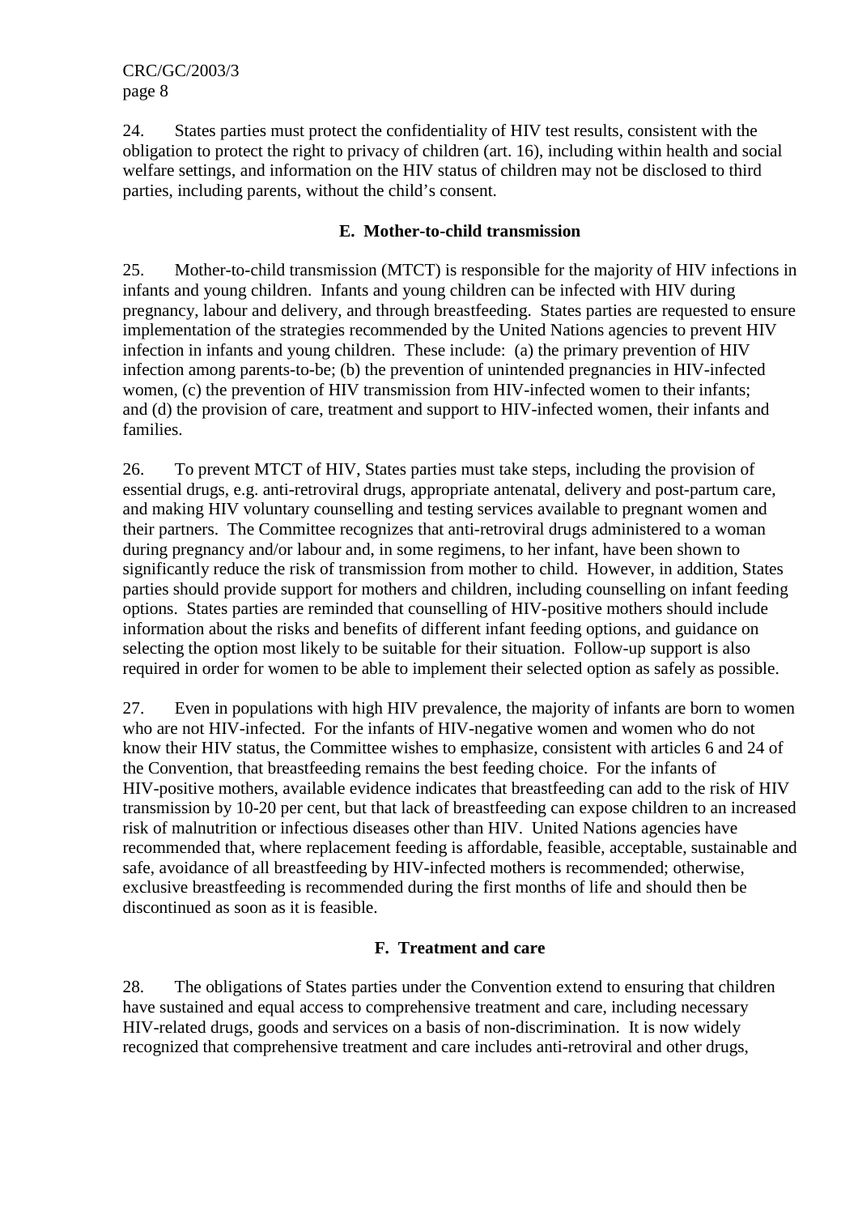24. States parties must protect the confidentiality of HIV test results, consistent with the obligation to protect the right to privacy of children (art. 16), including within health and social welfare settings, and information on the HIV status of children may not be disclosed to third parties, including parents, without the child's consent.

### E. Mother-to-child transmission

25. Mother-to-child transmission (MTCT) is responsible for the majority of HIV infections in infants and young children. Infants and young children can be infected with HIV during pregnancy, labour and delivery, and through breastfeeding. States parties are requested to ensure implementation of the strategies recommended by the United Nations agencies to prevent HIV infection in infants and young children. These include: (a) the primary prevention of HIV infection among parents-to-be; (b) the prevention of unintended pregnancies in HIV-infected women, (c) the prevention of HIV transmission from HIV-infected women to their infants; and (d) the provision of care, treatment and support to HIV-infected women, their infants and families.

26. To prevent MTCT of HIV, States parties must take steps, including the provision of essential drugs, e.g. anti-retroviral drugs, appropriate antenatal, delivery and post-partum care, and making HIV voluntary counselling and testing services available to pregnant women and their partners. The Committee recognizes that anti-retroviral drugs administered to a woman during pregnancy and/or labour and, in some regimens, to her infant, have been shown to significantly reduce the risk of transmission from mother to child. However, in addition, States parties should provide support for mothers and children, including counselling on infant feeding options. States parties are reminded that counselling of HIV-positive mothers should include information about the risks and benefits of different infant feeding options, and guidance on selecting the option most likely to be suitable for their situation. Follow-up support is also required in order for women to be able to implement their selected option as safely as possible.

27. Even in populations with high HIV prevalence, the majority of infants are born to women who are not HIV-infected. For the infants of HIV-negative women and women who do not know their HIV status, the Committee wishes to emphasize, consistent with articles 6 and 24 of the Convention, that breastfeeding remains the best feeding choice. For the infants of HIV-positive mothers, available evidence indicates that breastfeeding can add to the risk of HIV transmission by 10-20 per cent, but that lack of breastfeeding can expose children to an increased risk of malnutrition or infectious diseases other than HIV. United Nations agencies have recommended that, where replacement feeding is affordable, feasible, acceptable, sustainable and safe, avoidance of all breastfeeding by HIV-infected mothers is recommended; otherwise, exclusive breastfeeding is recommended during the first months of life and should then be discontinued as soon as it is feasible.

### F. Treatment and care

28. The obligations of States parties under the Convention extend to ensuring that children have sustained and equal access to comprehensive treatment and care, including necessary HIV-related drugs, goods and services on a basis of non-discrimination. It is now widely recognized that comprehensive treatment and care includes anti-retroviral and other drugs,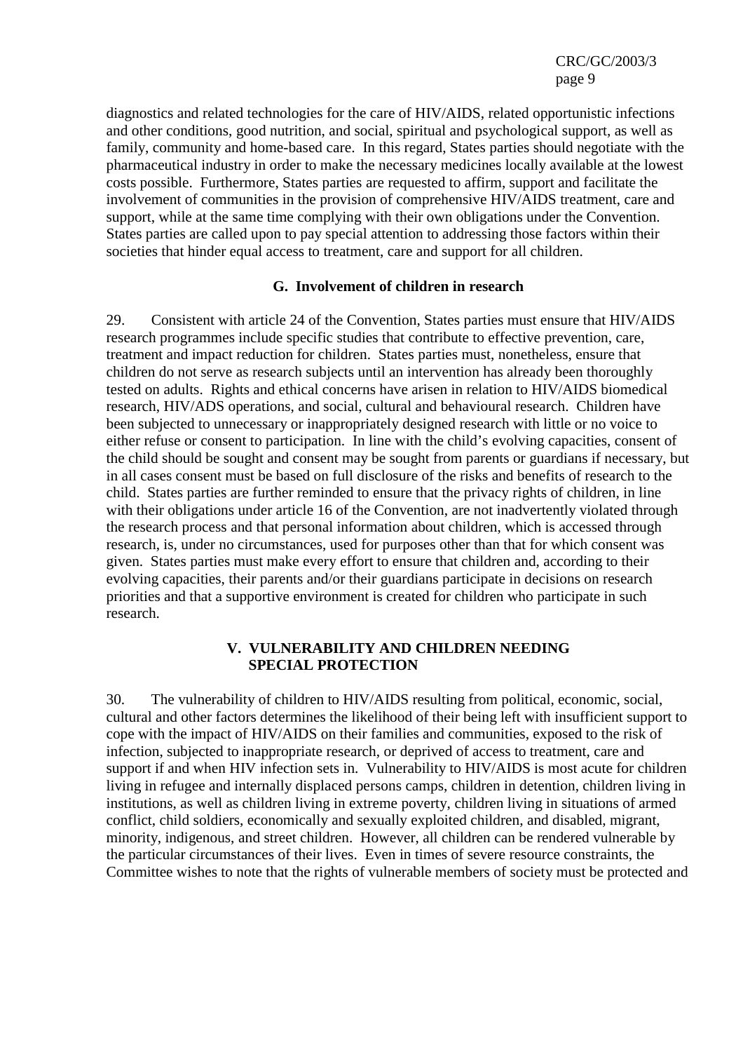diagnostics and related technologies for the care of HIV/AIDS, related opportunistic infections and other conditions, good nutrition, and social, spiritual and psychological support, as well as family, community and home-based care. In this regard, States parties should negotiate with the pharmaceutical industry in order to make the necessary medicines locally available at the lowest costs possible. Furthermore, States parties are requested to affirm, support and facilitate the involvement of communities in the provision of comprehensive HIV/AIDS treatment, care and support, while at the same time complying with their own obligations under the Convention. States parties are called upon to pay special attention to addressing those factors within their societies that hinder equal access to treatment, care and support for all children.

### G. Involvement of children in research

29. Consistent with article 24 of the Convention, States parties must ensure that HIV/AIDS research programmes include specific studies that contribute to effective prevention, care, treatment and impact reduction for children. States parties must, nonetheless, ensure that children do not serve as research subjects until an intervention has already been thoroughly tested on adults. Rights and ethical concerns have arisen in relation to HIV/AIDS biomedical research, HIV/ADS operations, and social, cultural and behavioural research. Children have been subjected to unnecessary or inappropriately designed research with little or no voice to either refuse or consent to participation. In line with the child's evolving capacities, consent of the child should be sought and consent may be sought from parents or guardians if necessary, but in all cases consent must be based on full disclosure of the risks and benefits of research to the child. States parties are further reminded to ensure that the privacy rights of children, in line with their obligations under article 16 of the Convention, are not inadvertently violated through the research process and that personal information about children, which is accessed through research, is, under no circumstances, used for purposes other than that for which consent was given. States parties must make every effort to ensure that children and, according to their evolving capacities, their parents and/or their guardians participate in decisions on research priorities and that a supportive environment is created for children who participate in such research.

## V. VULNERABILITY AND CHILDREN NEEDING SPECIAL PROTECTION

30. The vulnerability of children to HIV/AIDS resulting from political, economic, social, cultural and other factors determines the likelihood of their being left with insufficient support to cope with the impact of HIV/AIDS on their families and communities, exposed to the risk of infection, subjected to inappropriate research, or deprived of access to treatment, care and support if and when HIV infection sets in. Vulnerability to HIV/AIDS is most acute for children living in refugee and internally displaced persons camps, children in detention, children living in institutions, as well as children living in extreme poverty, children living in situations of armed conflict, child soldiers, economically and sexually exploited children, and disabled, migrant, minority, indigenous, and street children. However, all children can be rendered vulnerable by the particular circumstances of their lives. Even in times of severe resource constraints, the Committee wishes to note that the rights of vulnerable members of society must be protected and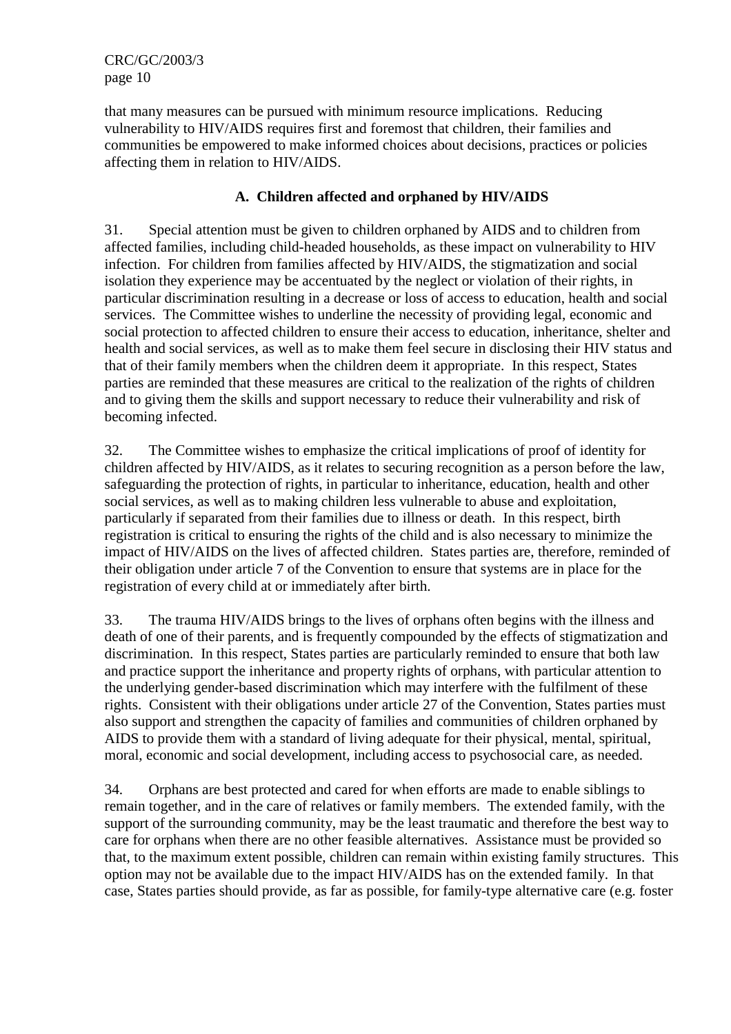that many measures can be pursued with minimum resource implications. Reducing vulnerability to HIV/AIDS requires first and foremost that children, their families and communities be empowered to make informed choices about decisions, practices or policies affecting them in relation to HIV/AIDS.

### A. Children affected and orphaned by HIV/AIDS

31. Special attention must be given to children orphaned by AIDS and to children from affected families, including child-headed households, as these impact on vulnerability to HIV infection. For children from families affected by HIV/AIDS, the stigmatization and social isolation they experience may be accentuated by the neglect or violation of their rights, in particular discrimination resulting in a decrease or loss of access to education, health and social services. The Committee wishes to underline the necessity of providing legal, economic and social protection to affected children to ensure their access to education, inheritance, shelter and health and social services, as well as to make them feel secure in disclosing their HIV status and that of their family members when the children deem it appropriate. In this respect, States parties are reminded that these measures are critical to the realization of the rights of children and to giving them the skills and support necessary to reduce their vulnerability and risk of becoming infected.

32. The Committee wishes to emphasize the critical implications of proof of identity for children affected by HIV/AIDS, as it relates to securing recognition as a person before the law, safeguarding the protection of rights, in particular to inheritance, education, health and other social services, as well as to making children less vulnerable to abuse and exploitation, particularly if separated from their families due to illness or death. In this respect, birth registration is critical to ensuring the rights of the child and is also necessary to minimize the impact of HIV/AIDS on the lives of affected children. States parties are, therefore, reminded of their obligation under article 7 of the Convention to ensure that systems are in place for the registration of every child at or immediately after birth.

33. The trauma HIV/AIDS brings to the lives of orphans often begins with the illness and death of one of their parents, and is frequently compounded by the effects of stigmatization and discrimination. In this respect, States parties are particularly reminded to ensure that both law and practice support the inheritance and property rights of orphans, with particular attention to the underlying gender-based discrimination which may interfere with the fulfilment of these rights. Consistent with their obligations under article 27 of the Convention, States parties must also support and strengthen the capacity of families and communities of children orphaned by AIDS to provide them with a standard of living adequate for their physical, mental, spiritual, moral, economic and social development, including access to psychosocial care, as needed.

34. Orphans are best protected and cared for when efforts are made to enable siblings to remain together, and in the care of relatives or family members. The extended family, with the support of the surrounding community, may be the least traumatic and therefore the best way to care for orphans when there are no other feasible alternatives. Assistance must be provided so that, to the maximum extent possible, children can remain within existing family structures. This option may not be available due to the impact HIV/AIDS has on the extended family. In that case, States parties should provide, as far as possible, for family-type alternative care (e.g. foster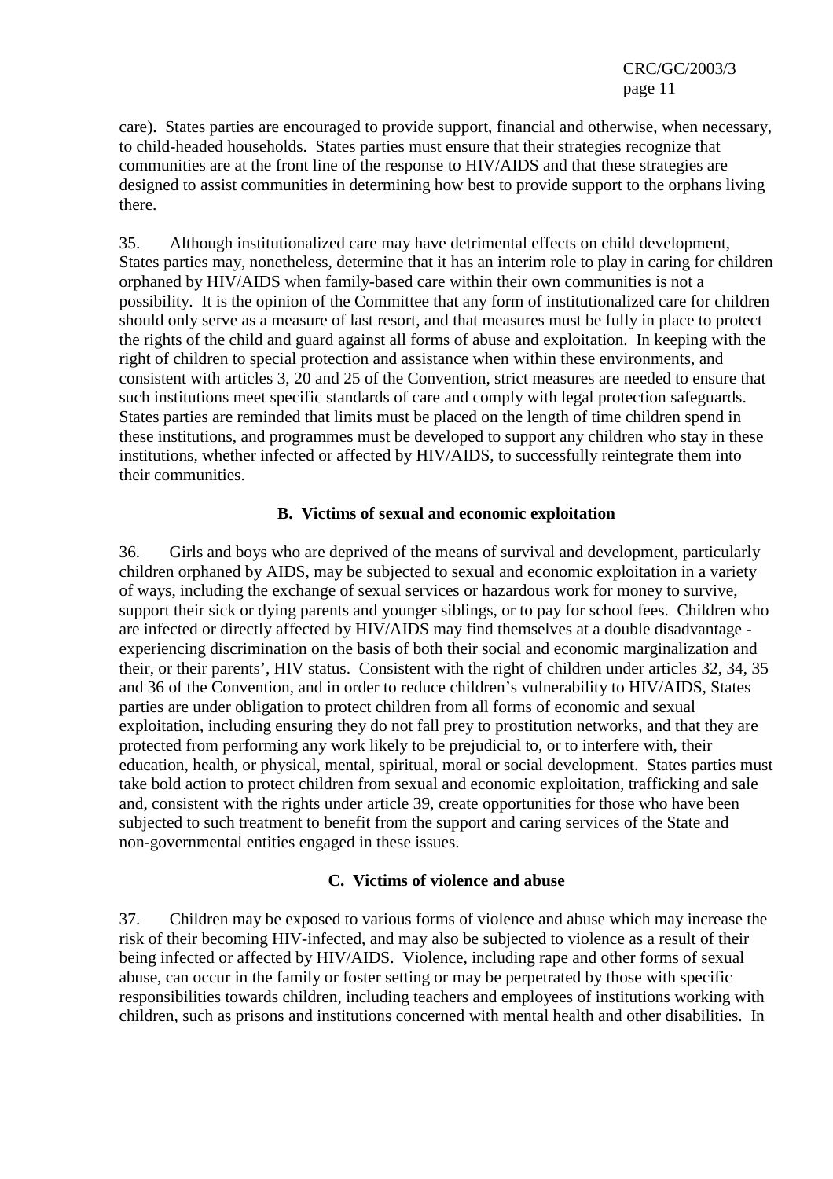care). States parties are encouraged to provide support, financial and otherwise, when necessary, to child-headed households. States parties must ensure that their strategies recognize that communities are at the front line of the response to HIV/AIDS and that these strategies are designed to assist communities in determining how best to provide support to the orphans living there.

35. Although institutionalized care may have detrimental effects on child development, States parties may, nonetheless, determine that it has an interim role to play in caring for children orphaned by HIV/AIDS when family-based care within their own communities is not a possibility. It is the opinion of the Committee that any form of institutionalized care for children should only serve as a measure of last resort, and that measures must be fully in place to protect the rights of the child and guard against all forms of abuse and exploitation. In keeping with the right of children to special protection and assistance when within these environments, and consistent with articles 3, 20 and 25 of the Convention, strict measures are needed to ensure that such institutions meet specific standards of care and comply with legal protection safeguards. States parties are reminded that limits must be placed on the length of time children spend in these institutions, and programmes must be developed to support any children who stay in these institutions, whether infected or affected by HIV/AIDS, to successfully reintegrate them into their communities.

### B. Victims of sexual and economic exploitation

36. Girls and boys who are deprived of the means of survival and development, particularly children orphaned by AIDS, may be subjected to sexual and economic exploitation in a variety of ways, including the exchange of sexual services or hazardous work for money to survive, support their sick or dying parents and younger siblings, or to pay for school fees. Children who are infected or directly affected by HIV/AIDS may find themselves at a double disadvantage - experiencing discrimination on the basis of both their social and economic marginalization and their, or their parents', HIV status. Consistent with the right of children under articles 32, 34, 35 and 36 of the Convention, and in order to reduce children's vulnerability to HIV/AIDS, States parties are under obligation to protect children from all forms of economic and sexual exploitation, including ensuring they do not fall prey to prostitution networks, and that they are protected from performing any work likely to be prejudicial to, or to interfere with, their education, health, or physical, mental, spiritual, moral or social development. States parties must take bold action to protect children from sexual and economic exploitation, trafficking and sale and, consistent with the rights under article 39, create opportunities for those who have been subjected to such treatment to benefit from the support and caring services of the State and non-governmental entities engaged in these issues.

### C. Victims of violence and abuse

37. Children may be exposed to various forms of violence and abuse which may increase the risk of their becoming HIV-infected, and may also be subjected to violence as a result of their being infected or affected by HIV/AIDS. Violence, including rape and other forms of sexual abuse, can occur in the family or foster setting or may be perpetrated by those with specific responsibilities towards children, including teachers and employees of institutions working with children, such as prisons and institutions concerned with mental health and other disabilities. In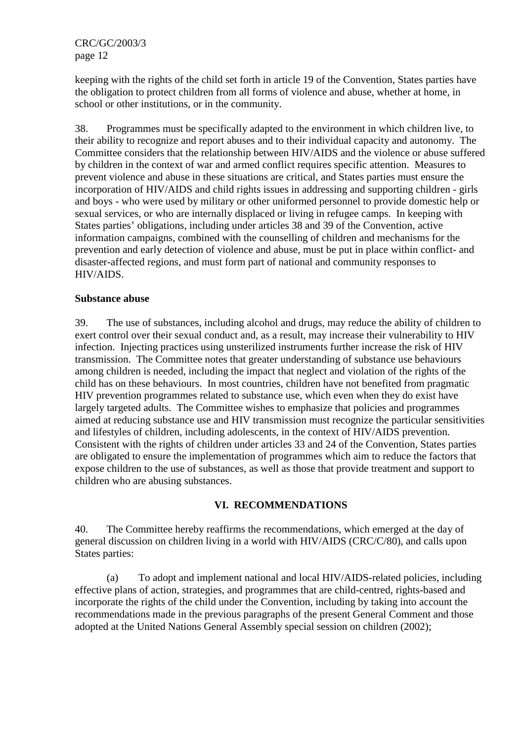keeping with the rights of the child set forth in article 19 of the Convention, States parties have the obligation to protect children from all forms of violence and abuse, whether at home, in school or other institutions, or in the community.

38. Programmes must be specifically adapted to the environment in which children live, to their ability to recognize and report abuses and to their individual capacity and autonomy. The Committee considers that the relationship between HIV/AIDS and the violence or abuse suffered by children in the context of war and armed conflict requires specific attention. Measures to prevent violence and abuse in these situations are critical, and States parties must ensure the incorporation of HIV/AIDS and child rights issues in addressing and supporting children - girls and boys - who were used by military or other uniformed personnel to provide domestic help or sexual services, or who are internally displaced or living in refugee camps. In keeping with States parties' obligations, including under articles 38 and 39 of the Convention, active information campaigns, combined with the counselling of children and mechanisms for the prevention and early detection of violence and abuse, must be put in place within conflict- and disaster-affected regions, and must form part of national and community responses to HIV/AIDS.

**Substance abuse**

39. The use of substances, including alcohol and drugs, may reduce the ability of children to exert control over their sexual conduct and, as a result, may increase their vulnerability to HIV infection. Injecting practices using unsterilized instruments further increase the risk of HIV transmission. The Committee notes that greater understanding of substance use behaviours among children is needed, including the impact that neglect and violation of the rights of the child has on these behaviours. In most countries, children have not benefited from pragmatic HIV prevention programmes related to substance use, which even when they do exist have largely targeted adults. The Committee wishes to emphasize that policies and programmes aimed at reducing substance use and HIV transmission must recognize the particular sensitivities and lifestyles of children, including adolescents, in the context of HIV/AIDS prevention. Consistent with the rights of children under articles 33 and 24 of the Convention, States parties are obligated to ensure the implementation of programmes which aim to reduce the factors that expose children to the use of substances, as well as those that provide treatment and support to children who are abusing substances.

## VI. RECOMMENDATIONS

40. The Committee hereby reaffirms the recommendations, which emerged at the day of general discussion on children living in a world with HIV/AIDS (CRC/C/80), and calls upon States parties:

(a) To adopt and implement national and local HIV/AIDS-related policies, including effective plans of action, strategies, and programmes that are child-centred, rights-based and incorporate the rights of the child under the Convention, including by taking into account the recommendations made in the previous paragraphs of the present General Comment and those adopted at the United Nations General Assembly special session on children (2002);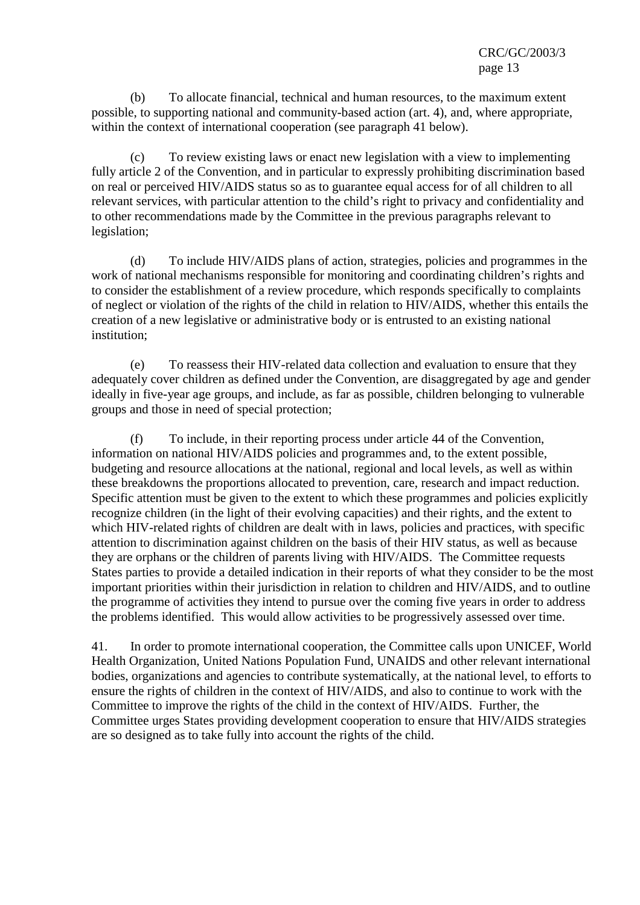(b) To allocate financial, technical and human resources, to the maximum extent possible, to supporting national and community-based action (art. 4), and, where appropriate, within the context of international cooperation (see paragraph 41 below).

(c) To review existing laws or enact new legislation with a view to implementing fully article 2 of the Convention, and in particular to expressly prohibiting discrimination based on real or perceived HIV/AIDS status so as to guarantee equal access for of all children to all relevant services, with particular attention to the child's right to privacy and confidentiality and to other recommendations made by the Committee in the previous paragraphs relevant to legislation;

(d) To include HIV/AIDS plans of action, strategies, policies and programmes in the work of national mechanisms responsible for monitoring and coordinating children's rights and to consider the establishment of a review procedure, which responds specifically to complaints of neglect or violation of the rights of the child in relation to HIV/AIDS, whether this entails the creation of a new legislative or administrative body or is entrusted to an existing national institution;

(e) To reassess their HIV-related data collection and evaluation to ensure that they adequately cover children as defined under the Convention, are disaggregated by age and gender ideally in five-year age groups, and include, as far as possible, children belonging to vulnerable groups and those in need of special protection;

(f) To include, in their reporting process under article 44 of the Convention, information on national HIV/AIDS policies and programmes and, to the extent possible, budgeting and resource allocations at the national, regional and local levels, as well as within these breakdowns the proportions allocated to prevention, care, research and impact reduction. Specific attention must be given to the extent to which these programmes and policies explicitly recognize children (in the light of their evolving capacities) and their rights, and the extent to which HIV-related rights of children are dealt with in laws, policies and practices, with specific attention to discrimination against children on the basis of their HIV status, as well as because they are orphans or the children of parents living with HIV/AIDS. The Committee requests States parties to provide a detailed indication in their reports of what they consider to be the most important priorities within their jurisdiction in relation to children and HIV/AIDS, and to outline the programme of activities they intend to pursue over the coming five years in order to address the problems identified. This would allow activities to be progressively assessed over time.

41. In order to promote international cooperation, the Committee calls upon UNICEF, World Health Organization, United Nations Population Fund, UNAIDS and other relevant international bodies, organizations and agencies to contribute systematically, at the national level, to efforts to ensure the rights of children in the context of HIV/AIDS, and also to continue to work with the Committee to improve the rights of the child in the context of HIV/AIDS. Further, the Committee urges States providing development cooperation to ensure that HIV/AIDS strategies are so designed as to take fully into account the rights of the child.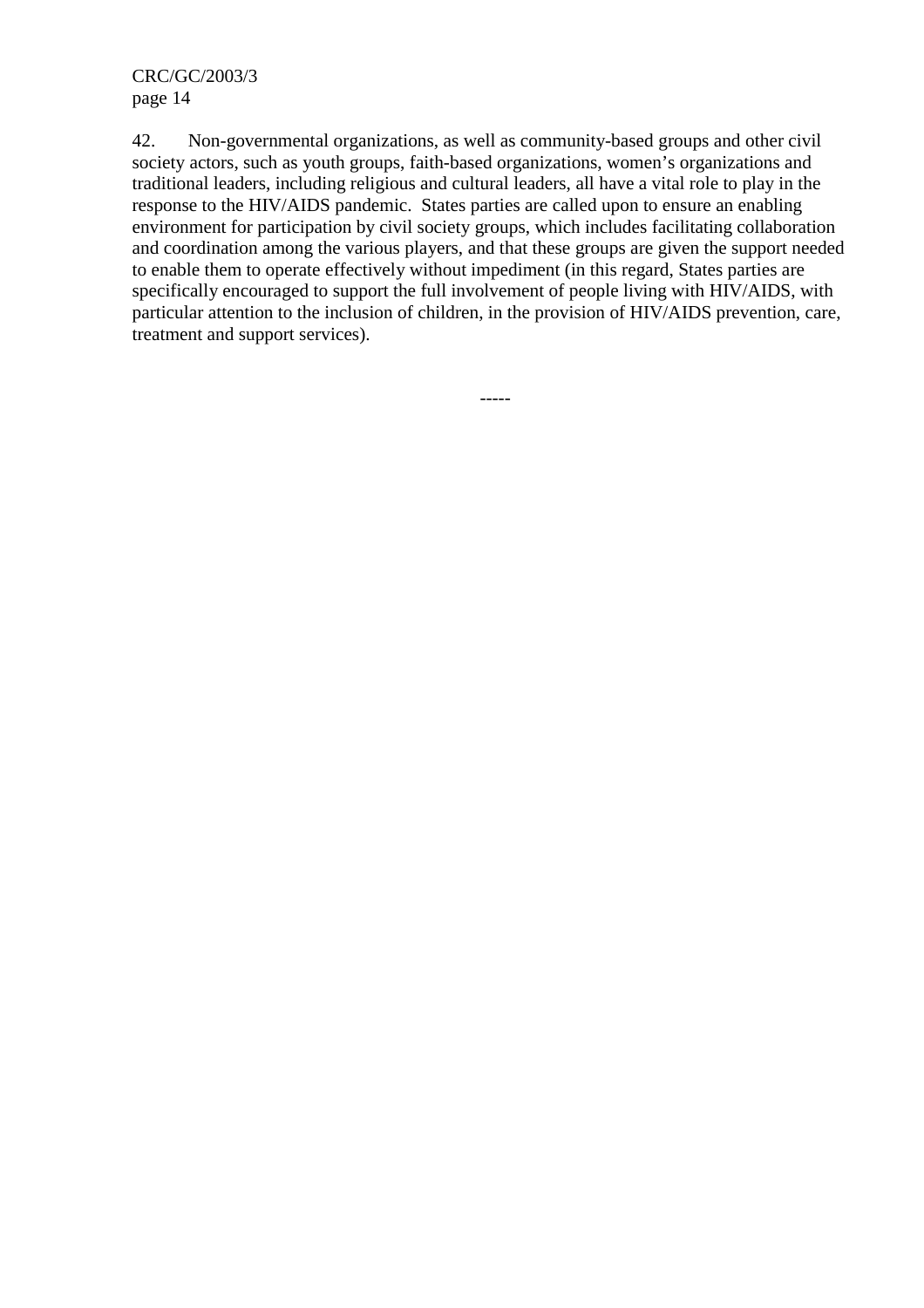42. Non-governmental organizations, as well as community-based groups and other civil society actors, such as youth groups, faith-based organizations, women's organizations and traditional leaders, including religious and cultural leaders, all have a vital role to play in the response to the HIV/AIDS pandemic. States parties are called upon to ensure an enabling environment for participation by civil society groups, which includes facilitating collaboration and coordination among the various players, and that these groups are given the support needed to enable them to operate effectively without impediment (in this regard, States parties are specifically encouraged to support the full involvement of people living with HIV/AIDS, with particular attention to the inclusion of children, in the provision of HIV/AIDS prevention, care, treatment and support services).

-----